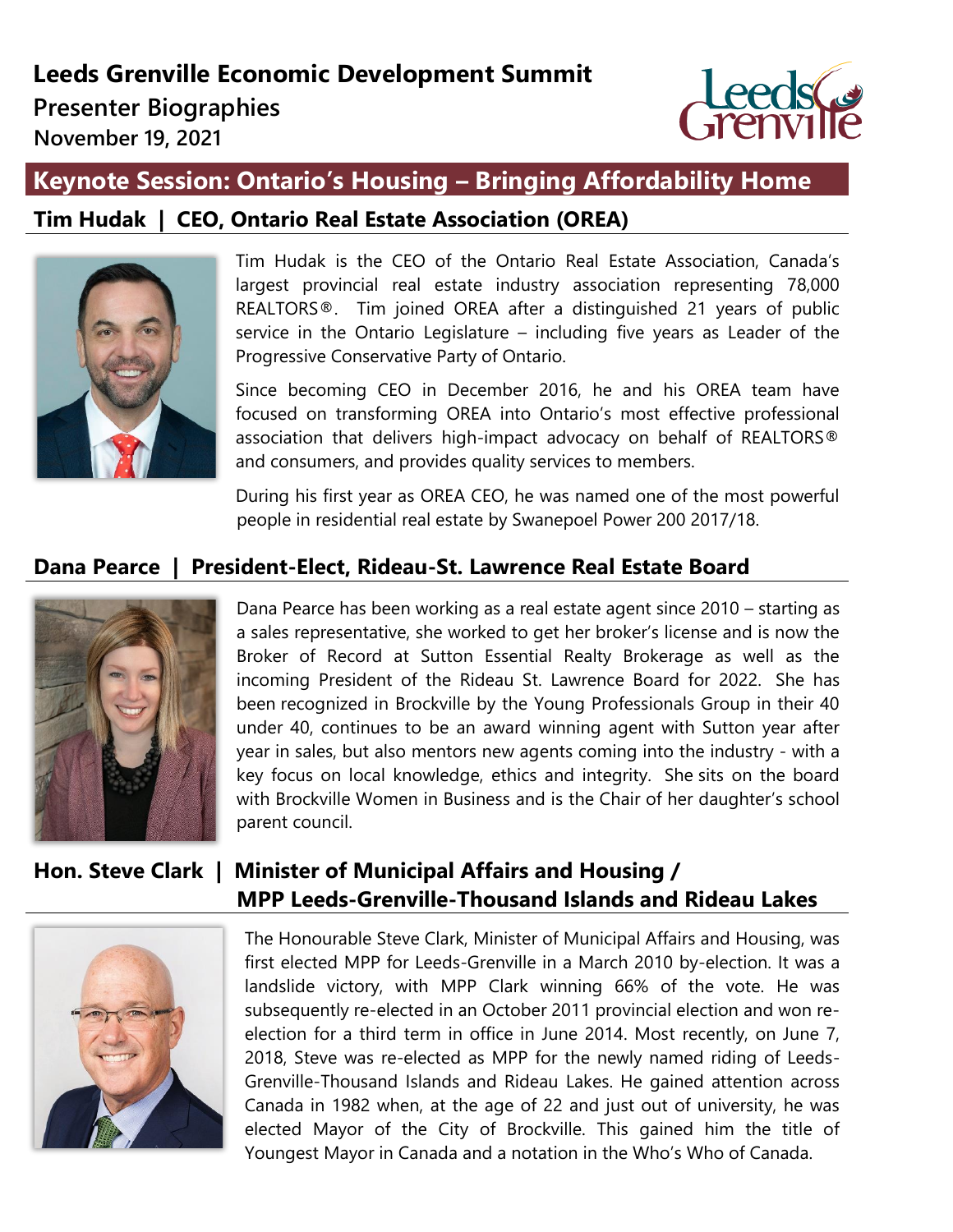# Leeds Grenville Economic Development Summit

## Presenter Biographies

**November 19, 2021**

## Keynote Session: Ontario's Housing – Bringing Affordability Home

### Tim Hudak | CEO, Ontario Real Estate Association (OREA)

Tim Hudak is the CEO of the Ontario Real Estate Association, Canada's largest provincial real estate industry association representing 78,000 REALTORS®. Tim joined OREA after a distinguished 21 years of public service in the Ontario Legislature – including five years as Leader of the Progressive Conservative Party of Ontario.

Since becoming CEO in December 2016, he and his OREA team have focused on transforming OREA into Ontario's most effective professional association that delivers high-impact advocacy on behalf of REALTORS® and consumers, and provides quality services to members.

During his first year as OREA CEO, he was named one of the most powerful people in residential real estate by Swanepoel Power 200 2017/18.

### Dana Pearce | President-Elect, Rideau-St. Lawrence Real Estate Board

Dana Pearce has been working as a real estate agent since 2010 – starting as a sales representative, she worked to get her broker's license and is now the Broker of Record at Sutton Essential Realty Brokerage as well as the incoming President of the Rideau St. Lawrence Board for 2022. She has been recognized in Brockville by the Young Professionals Group in their 40 under 40, continues to be an award winning agent with Sutton year after year in sales, but also mentors new agents coming into the industry - with a key focus on local knowledge, ethics and integrity. She sits on the board with Brockville Women in Business and is the Chair of her daughter's school parent council.

### Hon. Steve Clark | Minister of Municipal Affairs and Housing / MPP Leeds-Grenville-Thousand Islands and Rideau Lakes

The Honourable Steve Clark, Minister of Municipal Affairs and Housing, was first elected MPP for Leeds-Grenville in a March 2010 by-election. It was a landslide victory, with MPP Clark winning 66% of the vote. He was subsequently re-elected in an October 2011 provincial election and won re-election for a third term in office in June 2014. Most recently, on June 7, 2018, Steve was re-elected as MPP for the newly named riding of Leeds-Grenville-Thousand Islands and Rideau Lakes. He gained attention across Canada in 1982 when, at the age of 22 and just out of university, he was elected Mayor of the City of Brockville. This gained him the title of Youngest Mayor in Canada and a notation in the Who's Who of Canada.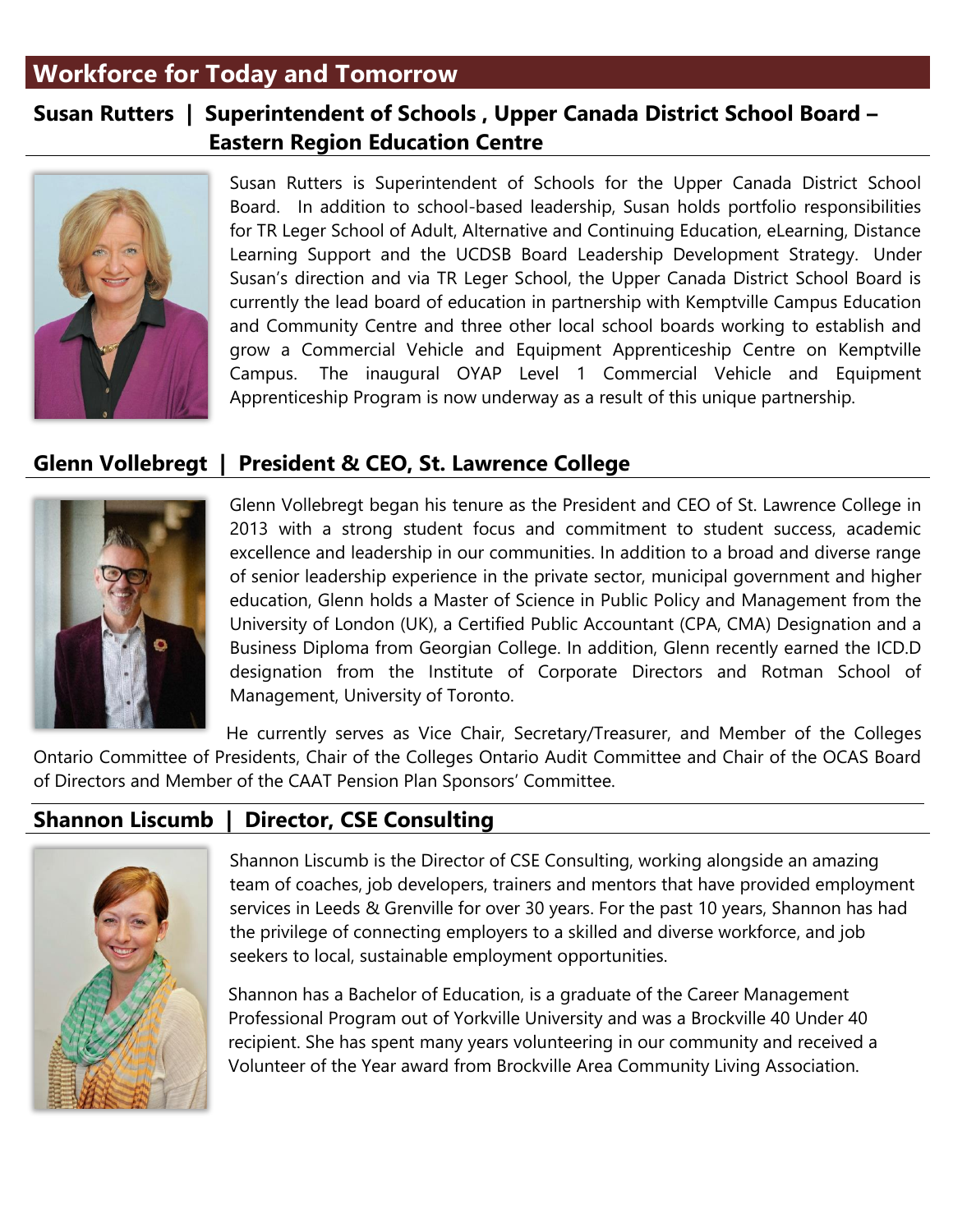## Workforce for Today and Tomorrow

### Susan Rutters | Superintendent of Schools , Upper Canada District School Board – Eastern Region Education Centre

Susan Rutters is Superintendent of Schools for the Upper Canada District School Board. In addition to school-based leadership, Susan holds portfolio responsibilities for TR Leger School of Adult, Alternative and Continuing Education, eLearning, Distance Learning Support and the UCDSB Board Leadership Development Strategy. Under Susan's direction and via TR Leger School, the Upper Canada District School Board is currently the lead board of education in partnership with Kemptville Campus Education and Community Centre and three other local school boards working to establish and grow a Commercial Vehicle and Equipment Apprenticeship Centre on Kemptville Campus. The inaugural OYAP Level 1 Commercial Vehicle and Equipment Apprenticeship Program is now underway as a result of this unique partnership.

### Glenn Vollebregt | President & CEO, St. Lawrence College

Glenn Vollebregt began his tenure as the President and CEO of St. Lawrence College in 2013 with a strong student focus and commitment to student success, academic excellence and leadership in our communities. In addition to a broad and diverse range of senior leadership experience in the private sector, municipal government and higher education, Glenn holds a Master of Science in Public Policy and Management from the University of London (UK), a Certified Public Accountant (CPA, CMA) Designation and a Business Diploma from Georgian College. In addition, Glenn recently earned the ICD.D designation from the Institute of Corporate Directors and Rotman School of Management, University of Toronto.

He currently serves as Vice Chair, Secretary/Treasurer, and Member of the Colleges Ontario Committee of Presidents, Chair of the Colleges Ontario Audit Committee and Chair of the OCAS Board of Directors and Member of the CAAT Pension Plan Sponsors' Committee.

### Shannon Liscumb | Director, CSE Consulting

Shannon Liscumb is the Director of CSE Consulting, working alongside an amazing team of coaches, job developers, trainers and mentors that have provided employment services in Leeds & Grenville for over 30 years. For the past 10 years, Shannon has had the privilege of connecting employers to a skilled and diverse workforce, and job seekers to local, sustainable employment opportunities.

Shannon has a Bachelor of Education, is a graduate of the Career Management Professional Program out of Yorkville University and was a Brockville 40 Under 40 recipient. She has spent many years volunteering in our community and received a Volunteer of the Year award from Brockville Area Community Living Association.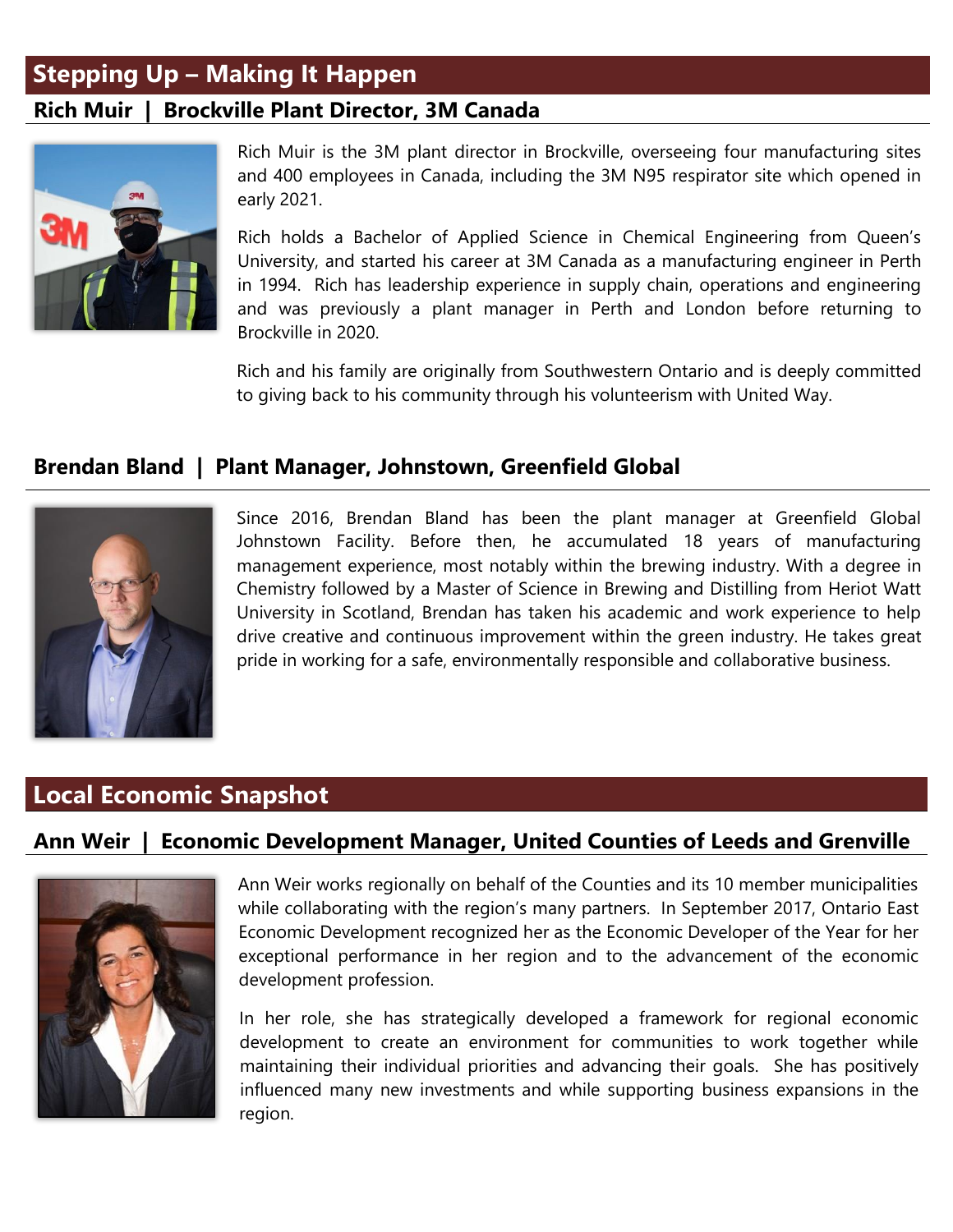## Stepping Up – Making It Happen

### Rich Muir | Brockville Plant Director, 3M Canada

Rich Muir is the 3M plant director in Brockville, overseeing four manufacturing sites and 400 employees in Canada, including the 3M N95 respirator site which opened in early 2021.

Rich holds a Bachelor of Applied Science in Chemical Engineering from Queen's University, and started his career at 3M Canada as a manufacturing engineer in Perth in 1994. Rich has leadership experience in supply chain, operations and engineering and was previously a plant manager in Perth and London before returning to Brockville in 2020.

Rich and his family are originally from Southwestern Ontario and is deeply committed to giving back to his community through his volunteerism with United Way.

### Brendan Bland | Plant Manager, Johnstown, Greenfield Global

Since 2016, Brendan Bland has been the plant manager at Greenfield Global Johnstown Facility. Before then, he accumulated 18 years of manufacturing management experience, most notably within the brewing industry. With a degree in Chemistry followed by a Master of Science in Brewing and Distilling from Heriot Watt University in Scotland, Brendan has taken his academic and work experience to help drive creative and continuous improvement within the green industry. He takes great pride in working for a safe, environmentally responsible and collaborative business.

## Local Economic Snapshot

### Ann Weir | Economic Development Manager, United Counties of Leeds and Grenville

Ann Weir works regionally on behalf of the Counties and its 10 member municipalities while collaborating with the region's many partners. In September 2017, Ontario East Economic Development recognized her as the Economic Developer of the Year for her exceptional performance in her region and to the advancement of the economic development profession.

In her role, she has strategically developed a framework for regional economic development to create an environment for communities to work together while maintaining their individual priorities and advancing their goals. She has positively influenced many new investments and while supporting business expansions in the region.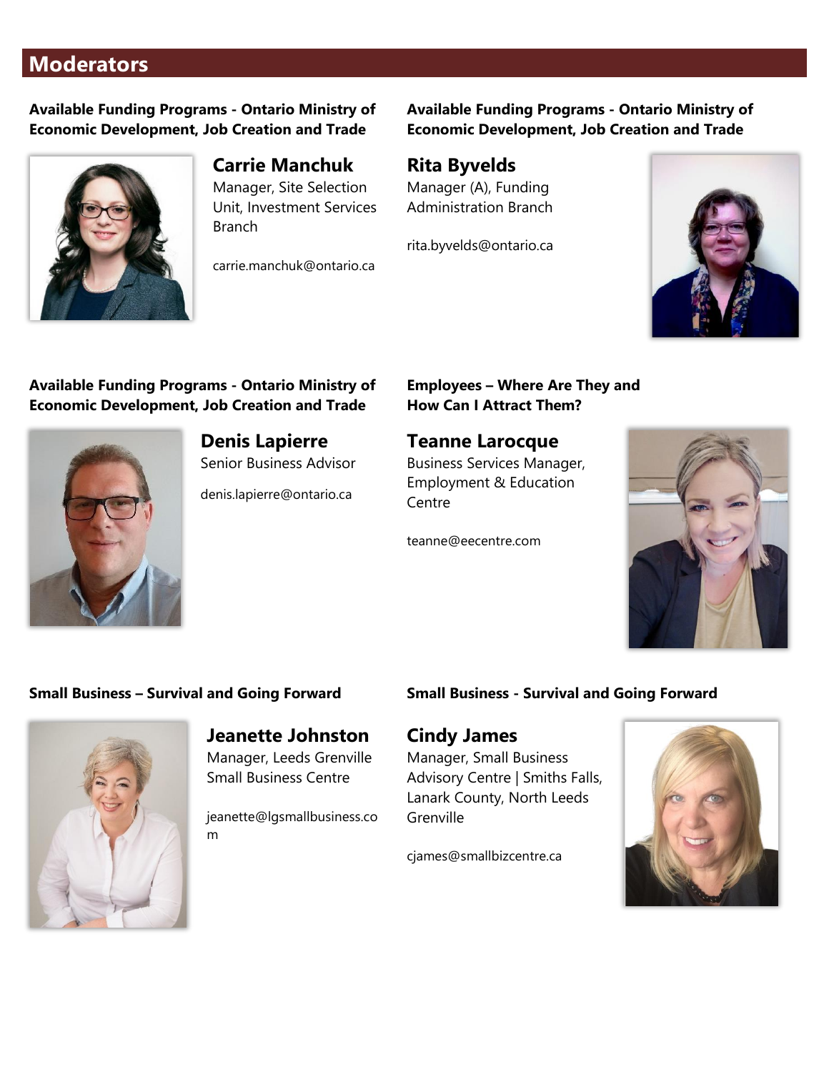## Moderators

**Available Funding Programs - Ontario Ministry of Economic Development, Job Creation and Trade**

### Carrie Manchuk

Manager, Site Selection Unit, Investment Services Branch

carrie.manchuk@ontario.ca

**Available Funding Programs - Ontario Ministry of Economic Development, Job Creation and Trade**

### Rita Byvelds

Manager (A), Funding Administration Branch

rita.byvelds@ontario.ca

**Available Funding Programs - Ontario Ministry of Economic Development, Job Creation and Trade**

### Denis Lapierre

Senior Business Advisor

denis.lapierre@ontario.ca

**Employees – Where Are They and How Can I Attract Them?**

### Teanne Larocque

Business Services Manager, Employment & Education Centre

teanne@eecentre.com

**Small Business – Survival and Going Forward**

### Jeanette Johnston

Manager, Leeds Grenville Small Business Centre

jeanette@lgsmallbusiness.com

**Small Business - Survival and Going Forward**

### Cindy James

Manager, Small Business Advisory Centre | Smiths Falls, Lanark County, North Leeds Grenville

cjames@smallbizcentre.ca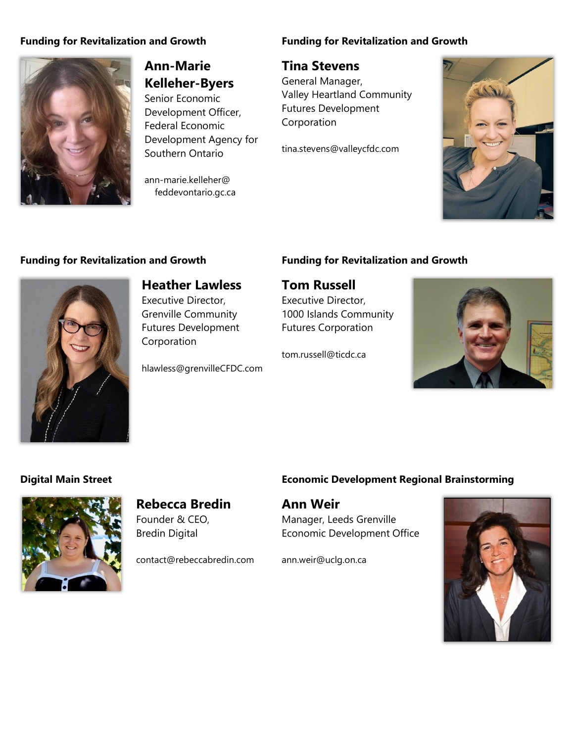**Funding for Revitalization and Growth**

## Ann-Marie Kelleher-Byers

Senior Economic Development Officer, Federal Economic Development Agency for Southern Ontario

ann-marie.kelleher@feddevontario.gc.ca

**Funding for Revitalization and Growth**

## Tina Stevens

General Manager, Valley Heartland Community Futures Development Corporation

tina.stevens@valleycfdc.com

**Funding for Revitalization and Growth**

## Heather Lawless

Executive Director, Grenville Community Futures Development Corporation

hlawless@grenvilleCFDC.com

**Funding for Revitalization and Growth**

## Tom Russell

Executive Director, 1000 Islands Community Futures Corporation

tom.russell@ticdc.ca

**Digital Main Street**

## Rebecca Bredin

Founder & CEO, Bredin Digital

contact@rebeccabredin.com

**Economic Development Regional Brainstorming**

## Ann Weir

Manager, Leeds Grenville Economic Development Office

ann.weir@uclg.on.ca